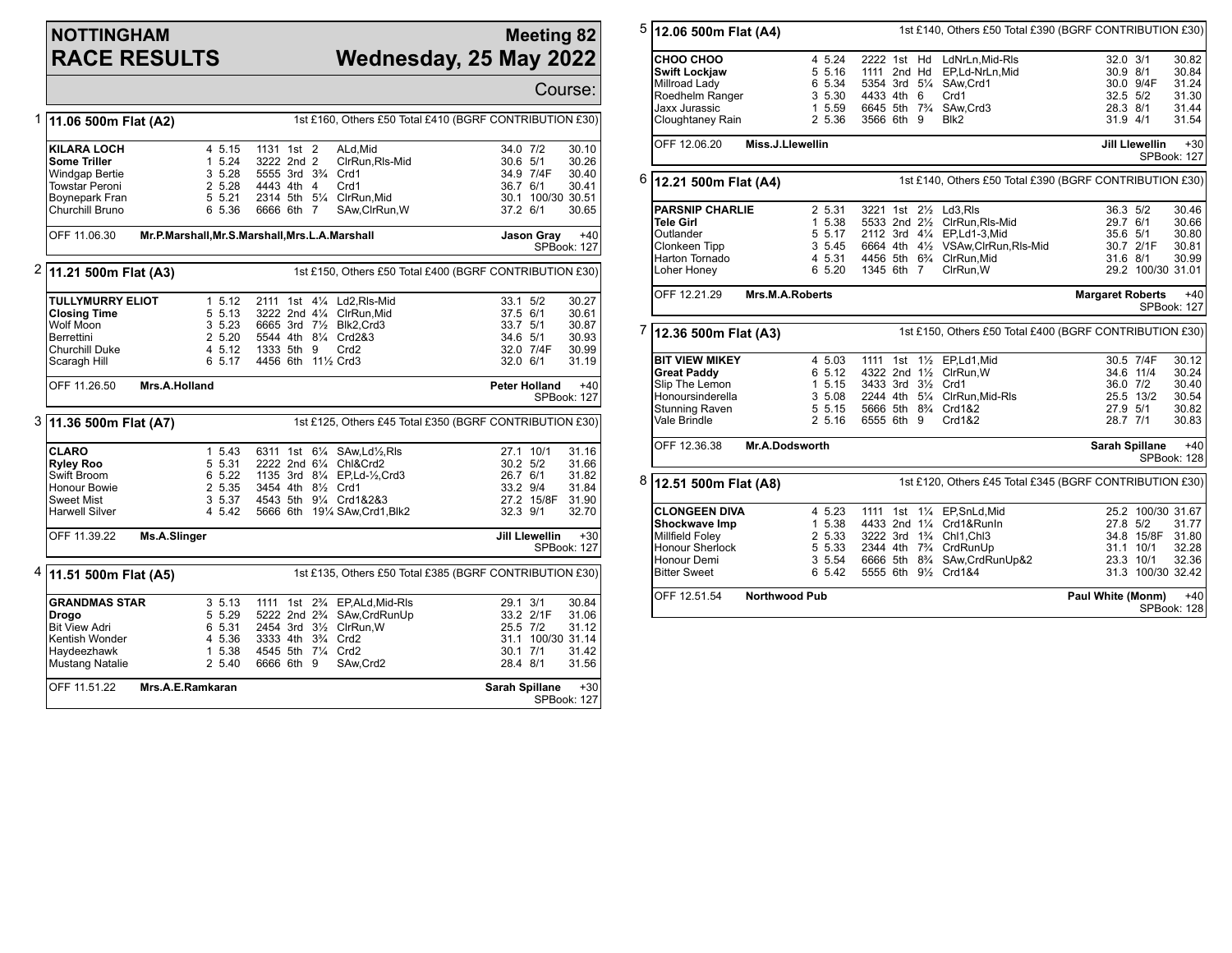# NOTTINGHAM RACE RESULTS

## Meeting 82 — Wednesday, 25 May 2022

Course:

### 1 — 11.06 500m Flat (A2)

1st £160, Others £50 Total £410 (BGRF CONTRIBUTION £30)

| Dog | Trap | Sectional | Bends | Pos | Dist | Remarks | Weight | SP | Time |
|---|---|---|---|---|---|---|---|---|---|
| **KILARA LOCH** | 4 | 5.15 | 1131 | 1st | 2 | ALd,Mid | 34.0 | 7/2 | 30.10 |
| **Some Triller** | 1 | 5.24 | 3222 | 2nd | 2 | ClrRun,Rls-Mid | 30.6 | 5/1 | 30.26 |
| Windgap Bertie | 3 | 5.28 | 5555 | 3rd | 3¾ | Crd1 | 34.9 | 7/4F | 30.40 |
| Towstar Peroni | 2 | 5.28 | 4443 | 4th | 4 | Crd1 | 36.7 | 6/1 | 30.41 |
| Boynepark Fran | 5 | 5.21 | 2314 | 5th | 5¼ | ClrRun,Mid | 30.1 | 100/30 | 30.51 |
| Churchill Bruno | 6 | 5.36 | 6666 | 6th | 7 | SAw,ClrRun,W | 37.2 | 6/1 | 30.65 |

OFF 11.06.30 **Mr.P.Marshall,Mr.S.Marshall,Mrs.L.A.Marshall** — **Jason Gray** +40 SPBook: 127

### 2 — 11.21 500m Flat (A3)

1st £150, Others £50 Total £400 (BGRF CONTRIBUTION £30)

| Dog | Trap | Sectional | Bends | Pos | Dist | Remarks | Weight | SP | Time |
|---|---|---|---|---|---|---|---|---|---|
| **TULLYMURRY ELIOT** | 1 | 5.12 | 2111 | 1st | 4¼ | Ld2,Rls-Mid | 33.1 | 5/2 | 30.27 |
| **Closing Time** | 5 | 5.13 | 3222 | 2nd | 4¼ | ClrRun,Mid | 37.5 | 6/1 | 30.61 |
| Wolf Moon | 3 | 5.23 | 6665 | 3rd | 7½ | Blk2,Crd3 | 33.7 | 5/1 | 30.87 |
| Berrettini | 2 | 5.20 | 5544 | 4th | 8¼ | Crd2&3 | 34.6 | 5/1 | 30.93 |
| Churchill Duke | 4 | 5.12 | 1333 | 5th | 9 | Crd2 | 32.0 | 7/4F | 30.99 |
| Scaragh Hill | 6 | 5.17 | 4456 | 6th | 11½ | Crd3 | 32.0 | 6/1 | 31.19 |

OFF 11.26.50 **Mrs.A.Holland** — **Peter Holland** +40 SPBook: 127

### 3 — 11.36 500m Flat (A7)

1st £125, Others £45 Total £350 (BGRF CONTRIBUTION £30)

| Dog | Trap | Sectional | Bends | Pos | Dist | Remarks | Weight | SP | Time |
|---|---|---|---|---|---|---|---|---|---|
| **CLARO** | 1 | 5.43 | 6311 | 1st | 6¼ | SAw,Ld½,Rls | 27.1 | 10/1 | 31.16 |
| **Ryley Roo** | 5 | 5.31 | 2222 | 2nd | 6¼ | Chl&Crd2 | 30.2 | 5/2 | 31.66 |
| Swift Broom | 6 | 5.22 | 1135 | 3rd | 8¼ | EP,Ld-½,Crd3 | 26.7 | 6/1 | 31.82 |
| Honour Bowie | 2 | 5.35 | 3454 | 4th | 8½ | Crd1 | 33.2 | 9/4 | 31.84 |
| Sweet Mist | 3 | 5.37 | 4543 | 5th | 9¼ | Crd1&2&3 | 27.2 | 15/8F | 31.90 |
| Harwell Silver | 4 | 5.42 | 5666 | 6th | 19¼ | SAw,Crd1,Blk2 | 32.3 | 9/1 | 32.70 |

OFF 11.39.22 **Ms.A.Slinger** — **Jill Llewellin** +30 SPBook: 127

### 4 — 11.51 500m Flat (A5)

1st £135, Others £50 Total £385 (BGRF CONTRIBUTION £30)

| Dog | Trap | Sectional | Bends | Pos | Dist | Remarks | Weight | SP | Time |
|---|---|---|---|---|---|---|---|---|---|
| **GRANDMAS STAR** | 3 | 5.13 | 1111 | 1st | 2¾ | EP,ALd,Mid-Rls | 29.1 | 3/1 | 30.84 |
| **Drogo** | 5 | 5.29 | 5222 | 2nd | 2¾ | SAw,CrdRunUp | 33.2 | 2/1F | 31.06 |
| Bit View Adri | 6 | 5.31 | 2454 | 3rd | 3½ | ClrRun,W | 25.5 | 7/2 | 31.12 |
| Kentish Wonder | 4 | 5.36 | 3333 | 4th | 3¾ | Crd2 | 31.1 | 100/30 | 31.14 |
| Haydeezhawk | 1 | 5.38 | 4545 | 5th | 7¼ | Crd2 | 30.1 | 7/1 | 31.42 |
| Mustang Natalie | 2 | 5.40 | 6666 | 6th | 9 | SAw,Crd2 | 28.4 | 8/1 | 31.56 |

OFF 11.51.22 **Mrs.A.E.Ramkaran** — **Sarah Spillane** +30 SPBook: 127

### 5 — 12.06 500m Flat (A4)

1st £140, Others £50 Total £390 (BGRF CONTRIBUTION £30)

| Dog | Trap | Sectional | Bends | Pos | Dist | Remarks | Weight | SP | Time |
|---|---|---|---|---|---|---|---|---|---|
| **CHOO CHOO** | 4 | 5.24 | 2222 | 1st | Hd | LdNrLn,Mid-Rls | 32.0 | 3/1 | 30.82 |
| **Swift Lockjaw** | 5 | 5.16 | 1111 | 2nd | Hd | EP,Ld-NrLn,Mid | 30.9 | 8/1 | 30.84 |
| Millroad Lady | 6 | 5.34 | 5354 | 3rd | 5¼ | SAw,Crd1 | 30.0 | 9/4F | 31.24 |
| Roedhelm Ranger | 3 | 5.30 | 4433 | 4th | 6 | Crd1 | 32.5 | 5/2 | 31.30 |
| Jaxx Jurassic | 1 | 5.59 | 6645 | 5th | 7¾ | SAw,Crd3 | 28.3 | 8/1 | 31.44 |
| Cloughtaney Rain | 2 | 5.36 | 3566 | 6th | 9 | Blk2 | 31.9 | 4/1 | 31.54 |

OFF 12.06.20 **Miss.J.Llewellin** — **Jill Llewellin** +30 SPBook: 127

### 6 — 12.21 500m Flat (A4)

1st £140, Others £50 Total £390 (BGRF CONTRIBUTION £30)

| Dog | Trap | Sectional | Bends | Pos | Dist | Remarks | Weight | SP | Time |
|---|---|---|---|---|---|---|---|---|---|
| **PARSNIP CHARLIE** | 2 | 5.31 | 3221 | 1st | 2½ | Ld3,Rls | 36.3 | 5/2 | 30.46 |
| **Tele Girl** | 1 | 5.38 | 5533 | 2nd | 2½ | ClrRun,Rls-Mid | 29.7 | 6/1 | 30.66 |
| Outlander | 5 | 5.17 | 2112 | 3rd | 4¼ | EP,Ld1-3,Mid | 35.6 | 5/1 | 30.80 |
| Clonkeen Tipp | 3 | 5.45 | 6664 | 4th | 4½ | VSAw,ClrRun,Rls-Mid | 30.7 | 2/1F | 30.81 |
| Harton Tornado | 4 | 5.31 | 4456 | 5th | 6¾ | ClrRun,Mid | 31.6 | 8/1 | 30.99 |
| Loher Honey | 6 | 5.20 | 1345 | 6th | 7 | ClrRun,W | 29.2 | 100/30 | 31.01 |

OFF 12.21.29 **Mrs.M.A.Roberts** — **Margaret Roberts** +40 SPBook: 127

### 7 — 12.36 500m Flat (A3)

1st £150, Others £50 Total £400 (BGRF CONTRIBUTION £30)

| Dog | Trap | Sectional | Bends | Pos | Dist | Remarks | Weight | SP | Time |
|---|---|---|---|---|---|---|---|---|---|
| **BIT VIEW MIKEY** | 4 | 5.03 | 1111 | 1st | 1½ | EP,Ld1,Mid | 30.5 | 7/4F | 30.12 |
| **Great Paddy** | 6 | 5.12 | 4322 | 2nd | 1½ | ClrRun,W | 34.6 | 11/4 | 30.24 |
| Slip The Lemon | 1 | 5.15 | 3433 | 3rd | 3½ | Crd1 | 36.0 | 7/2 | 30.40 |
| Honoursinderella | 3 | 5.08 | 2244 | 4th | 5¼ | ClrRun,Mid-Rls | 25.5 | 13/2 | 30.54 |
| Stunning Raven | 5 | 5.15 | 5666 | 5th | 8¾ | Crd1&2 | 27.9 | 5/1 | 30.82 |
| Vale Brindle | 2 | 5.16 | 6555 | 6th | 9 | Crd1&2 | 28.7 | 7/1 | 30.83 |

OFF 12.36.38 **Mr.A.Dodsworth** — **Sarah Spillane** +40 SPBook: 128

### 8 — 12.51 500m Flat (A8)

1st £120, Others £45 Total £345 (BGRF CONTRIBUTION £30)

| Dog | Trap | Sectional | Bends | Pos | Dist | Remarks | Weight | SP | Time |
|---|---|---|---|---|---|---|---|---|---|
| **CLONGEEN DIVA** | 4 | 5.23 | 1111 | 1st | 1¼ | EP,SnLd,Mid | 25.2 | 100/30 | 31.67 |
| **Shockwave Imp** | 1 | 5.38 | 4433 | 2nd | 1¼ | Crd1&RunIn | 27.8 | 5/2 | 31.77 |
| Millfield Foley | 2 | 5.33 | 3222 | 3rd | 1¾ | Chl1,Chl3 | 34.8 | 15/8F | 31.80 |
| Honour Sherlock | 5 | 5.33 | 2344 | 4th | 7¾ | CrdRunUp | 31.1 | 10/1 | 32.28 |
| Honour Demi | 3 | 5.54 | 6666 | 5th | 8¾ | SAw,CrdRunUp&2 | 23.3 | 10/1 | 32.36 |
| Bitter Sweet | 6 | 5.42 | 5555 | 6th | 9½ | Crd1&4 | 31.3 | 100/30 | 32.42 |

OFF 12.51.54 **Northwood Pub** — **Paul White (Monm)** +40 SPBook: 128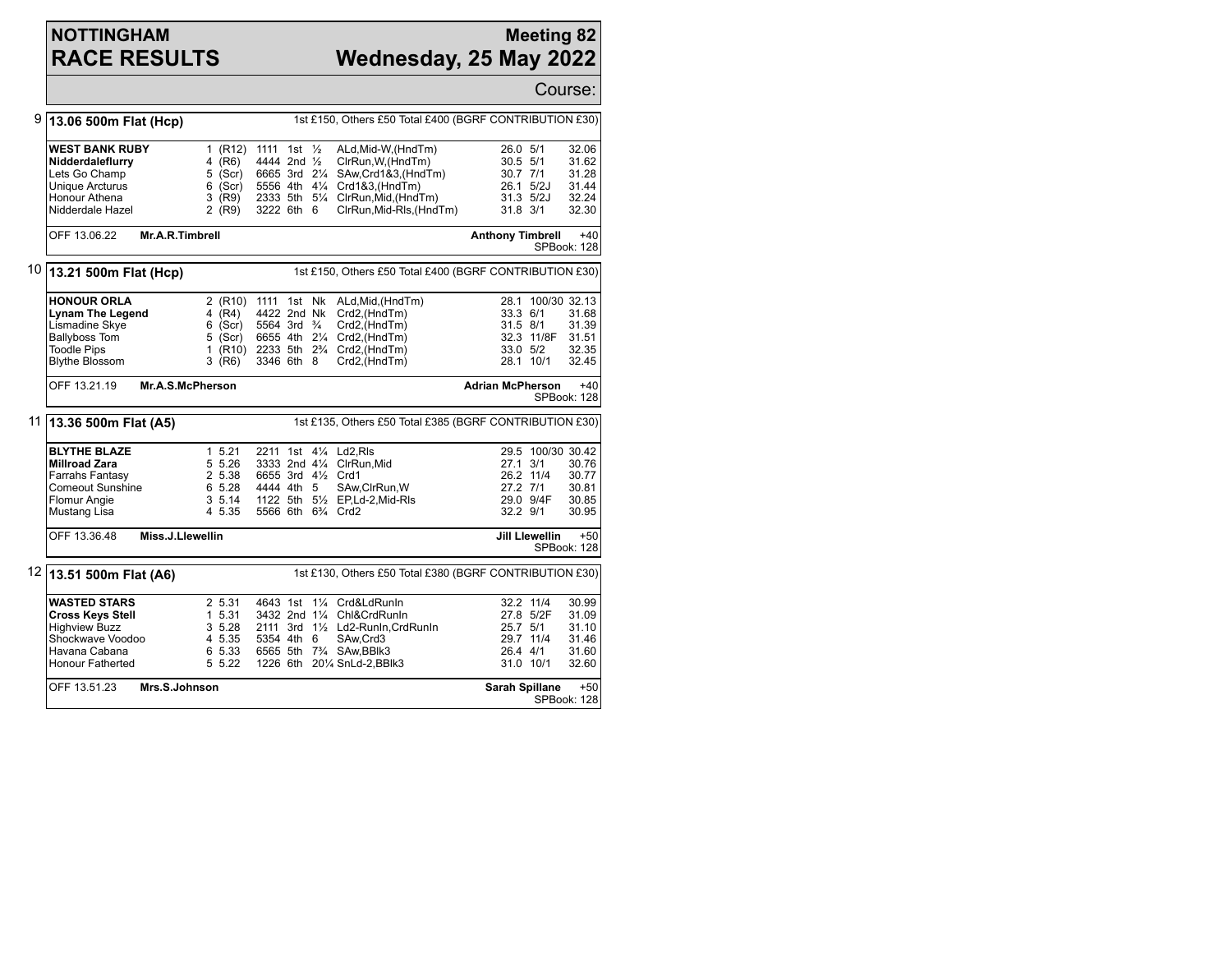# NOTTINGHAM RACE RESULTS

## Meeting 82 Wednesday, 25 May 2022

Course:

### 9 13.06 500m Flat (Hcp)

1st £150, Others £50 Total £400 (BGRF CONTRIBUTION £30)

| | | | | | | | | | |
|---|---|---|---|---|---|---|---|---|---|
| **WEST BANK RUBY** | 1 (R12) | 1111 | 1st | ½ | ALd,Mid-W,(HndTm) | 26.0 | 5/1 | 32.06 |
| **Nidderdaleflurry** | 4 (R6) | 4444 | 2nd | ½ | ClrRun,W,(HndTm) | 30.5 | 5/1 | 31.62 |
| Lets Go Champ | 5 (Scr) | 6665 | 3rd | 2¼ | SAw,Crd1&3,(HndTm) | 30.7 | 7/1 | 31.28 |
| Unique Arcturus | 6 (Scr) | 5556 | 4th | 4¼ | Crd1&3,(HndTm) | 26.1 | 5/2J | 31.44 |
| Honour Athena | 3 (R9) | 2333 | 5th | 5¼ | ClrRun,Mid,(HndTm) | 31.3 | 5/2J | 32.24 |
| Nidderdale Hazel | 2 (R9) | 3222 | 6th | 6 | ClrRun,Mid-Rls,(HndTm) | 31.8 | 3/1 | 32.30 |

OFF 13.06.22 **Mr.A.R.Timbrell** **Anthony Timbrell** +40 SPBook: 128

### 10 13.21 500m Flat (Hcp)

1st £150, Others £50 Total £400 (BGRF CONTRIBUTION £30)

| | | | | | | | | | |
|---|---|---|---|---|---|---|---|---|---|
| **HONOUR ORLA** | 2 (R10) | 1111 | 1st | Nk | ALd,Mid,(HndTm) | 28.1 | 100/30 | 32.13 |
| **Lynam The Legend** | 4 (R4) | 4422 | 2nd | Nk | Crd2,(HndTm) | 33.3 | 6/1 | 31.68 |
| Lismadine Skye | 6 (Scr) | 5564 | 3rd | ¾ | Crd2,(HndTm) | 31.5 | 8/1 | 31.39 |
| Ballyboss Tom | 5 (Scr) | 6655 | 4th | 2¼ | Crd2,(HndTm) | 32.3 | 11/8F | 31.51 |
| Toodle Pips | 1 (R10) | 2233 | 5th | 2¾ | Crd2,(HndTm) | 33.0 | 5/2 | 32.35 |
| Blythe Blossom | 3 (R6) | 3346 | 6th | 8 | Crd2,(HndTm) | 28.1 | 10/1 | 32.45 |

OFF 13.21.19 **Mr.A.S.McPherson** **Adrian McPherson** +40 SPBook: 128

### 11 13.36 500m Flat (A5)

1st £135, Others £50 Total £385 (BGRF CONTRIBUTION £30)

| | | | | | | | | | |
|---|---|---|---|---|---|---|---|---|---|
| **BLYTHE BLAZE** | 1 5.21 | 2211 | 1st | 4¼ | Ld2,Rls | 29.5 | 100/30 | 30.42 |
| **Millroad Zara** | 5 5.26 | 3333 | 2nd | 4¼ | ClrRun,Mid | 27.1 | 3/1 | 30.76 |
| Farrahs Fantasy | 2 5.38 | 6655 | 3rd | 4½ | Crd1 | 26.2 | 11/4 | 30.77 |
| Comeout Sunshine | 6 5.28 | 4444 | 4th | 5 | SAw,ClrRun,W | 27.2 | 7/1 | 30.81 |
| Flomur Angie | 3 5.14 | 1122 | 5th | 5½ | EP,Ld-2,Mid-Rls | 29.0 | 9/4F | 30.85 |
| Mustang Lisa | 4 5.35 | 5566 | 6th | 6¾ | Crd2 | 32.2 | 9/1 | 30.95 |

OFF 13.36.48 **Miss.J.Llewellin** **Jill Llewellin** +50 SPBook: 128

### 12 13.51 500m Flat (A6)

1st £130, Others £50 Total £380 (BGRF CONTRIBUTION £30)

| | | | | | | | | | |
|---|---|---|---|---|---|---|---|---|---|
| **WASTED STARS** | 2 5.31 | 4643 | 1st | 1¼ | Crd&LdRunIn | 32.2 | 11/4 | 30.99 |
| **Cross Keys Stell** | 1 5.31 | 3432 | 2nd | 1¼ | Chl&CrdRunIn | 27.8 | 5/2F | 31.09 |
| Highview Buzz | 3 5.28 | 2111 | 3rd | 1½ | Ld2-RunIn,CrdRunIn | 25.7 | 5/1 | 31.10 |
| Shockwave Voodoo | 4 5.35 | 5354 | 4th | 6 | SAw,Crd3 | 29.7 | 11/4 | 31.46 |
| Havana Cabana | 6 5.33 | 6565 | 5th | 7¾ | SAw,BBlk3 | 26.4 | 4/1 | 31.60 |
| Honour Fatherted | 5 5.22 | 1226 | 6th | 20¼ | SnLd-2,BBlk3 | 31.0 | 10/1 | 32.60 |

OFF 13.51.23 **Mrs.S.Johnson** **Sarah Spillane** +50 SPBook: 128